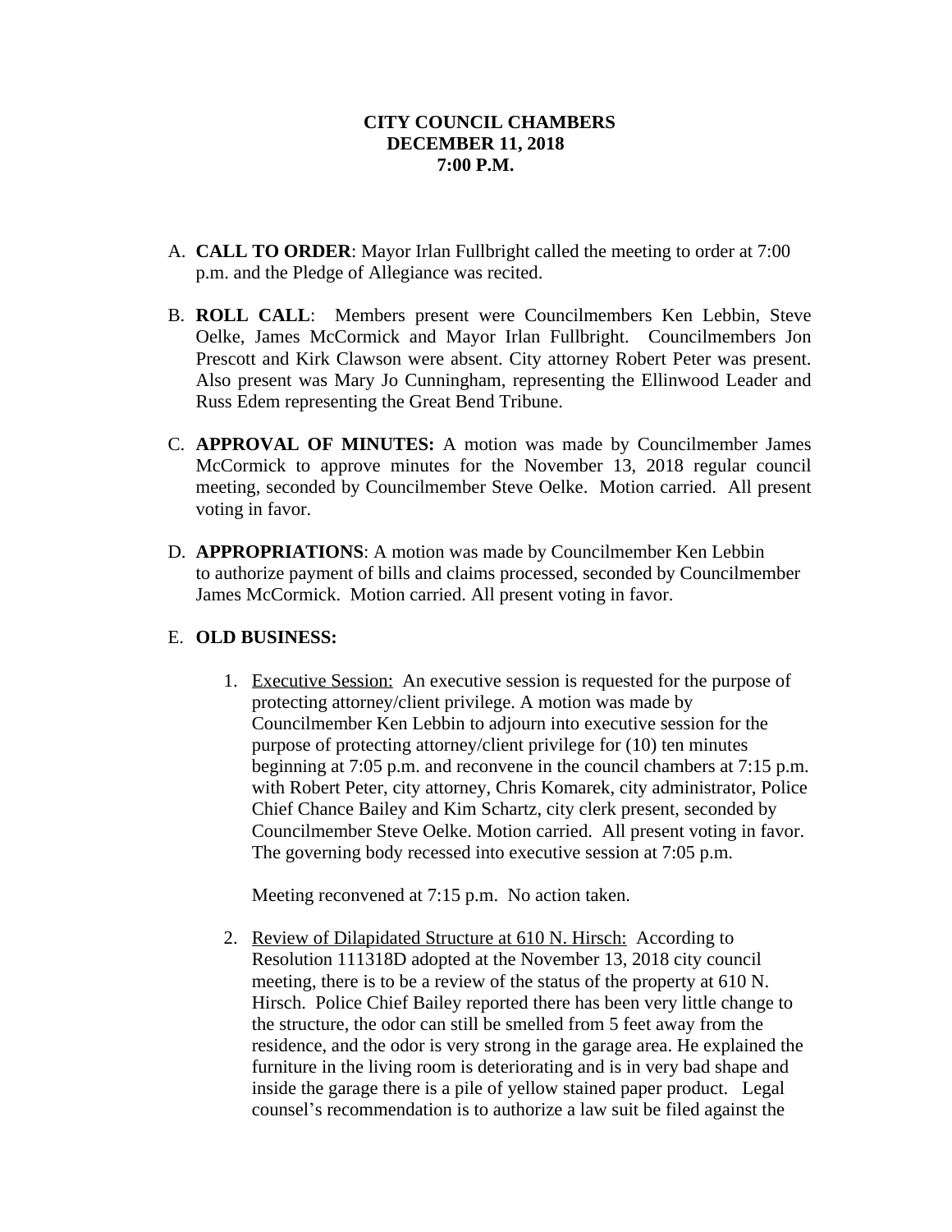**CITY COUNCIL CHAMBERS**
**DECEMBER 11, 2018**
**7:00 P.M.**

A. **CALL TO ORDER**: Mayor Irlan Fullbright called the meeting to order at 7:00 p.m. and the Pledge of Allegiance was recited.

B. **ROLL CALL**: Members present were Councilmembers Ken Lebbin, Steve Oelke, James McCormick and Mayor Irlan Fullbright. Councilmembers Jon Prescott and Kirk Clawson were absent. City attorney Robert Peter was present. Also present was Mary Jo Cunningham, representing the Ellinwood Leader and Russ Edem representing the Great Bend Tribune.

C. **APPROVAL OF MINUTES:** A motion was made by Councilmember James McCormick to approve minutes for the November 13, 2018 regular council meeting, seconded by Councilmember Steve Oelke. Motion carried. All present voting in favor.

D. **APPROPRIATIONS**: A motion was made by Councilmember Ken Lebbin to authorize payment of bills and claims processed, seconded by Councilmember James McCormick. Motion carried. All present voting in favor.

E. **OLD BUSINESS:**

1. Executive Session: An executive session is requested for the purpose of protecting attorney/client privilege. A motion was made by Councilmember Ken Lebbin to adjourn into executive session for the purpose of protecting attorney/client privilege for (10) ten minutes beginning at 7:05 p.m. and reconvene in the council chambers at 7:15 p.m. with Robert Peter, city attorney, Chris Komarek, city administrator, Police Chief Chance Bailey and Kim Schartz, city clerk present, seconded by Councilmember Steve Oelke. Motion carried. All present voting in favor. The governing body recessed into executive session at 7:05 p.m.

   Meeting reconvened at 7:15 p.m. No action taken.

2. Review of Dilapidated Structure at 610 N. Hirsch: According to Resolution 111318D adopted at the November 13, 2018 city council meeting, there is to be a review of the status of the property at 610 N. Hirsch. Police Chief Bailey reported there has been very little change to the structure, the odor can still be smelled from 5 feet away from the residence, and the odor is very strong in the garage area. He explained the furniture in the living room is deteriorating and is in very bad shape and inside the garage there is a pile of yellow stained paper product. Legal counsel's recommendation is to authorize a law suit be filed against the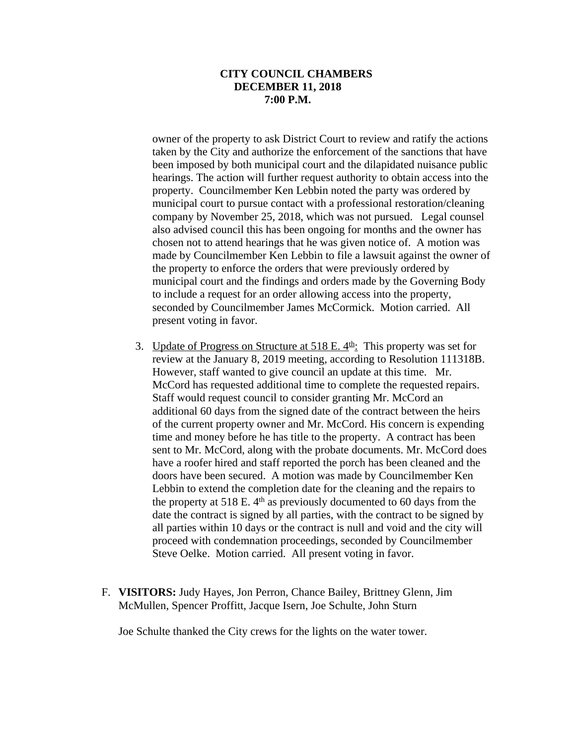owner of the property to ask District Court to review and ratify the actions taken by the City and authorize the enforcement of the sanctions that have been imposed by both municipal court and the dilapidated nuisance public hearings. The action will further request authority to obtain access into the property. Councilmember Ken Lebbin noted the party was ordered by municipal court to pursue contact with a professional restoration/cleaning company by November 25, 2018, which was not pursued. Legal counsel also advised council this has been ongoing for months and the owner has chosen not to attend hearings that he was given notice of. A motion was made by Councilmember Ken Lebbin to file a lawsuit against the owner of the property to enforce the orders that were previously ordered by municipal court and the findings and orders made by the Governing Body to include a request for an order allowing access into the property, seconded by Councilmember James McCormick. Motion carried. All present voting in favor.

3. Update of Progress on Structure at 518 E. 4th: This property was set for review at the January 8, 2019 meeting, according to Resolution 111318B. However, staff wanted to give council an update at this time. Mr. McCord has requested additional time to complete the requested repairs. Staff would request council to consider granting Mr. McCord an additional 60 days from the signed date of the contract between the heirs of the current property owner and Mr. McCord. His concern is expending time and money before he has title to the property. A contract has been sent to Mr. McCord, along with the probate documents. Mr. McCord does have a roofer hired and staff reported the porch has been cleaned and the doors have been secured. A motion was made by Councilmember Ken Lebbin to extend the completion date for the cleaning and the repairs to the property at 518 E. 4th as previously documented to 60 days from the date the contract is signed by all parties, with the contract to be signed by all parties within 10 days or the contract is null and void and the city will proceed with condemnation proceedings, seconded by Councilmember Steve Oelke. Motion carried. All present voting in favor.

F. **VISITORS:** Judy Hayes, Jon Perron, Chance Bailey, Brittney Glenn, Jim McMullen, Spencer Proffitt, Jacque Isern, Joe Schulte, John Sturn

Joe Schulte thanked the City crews for the lights on the water tower.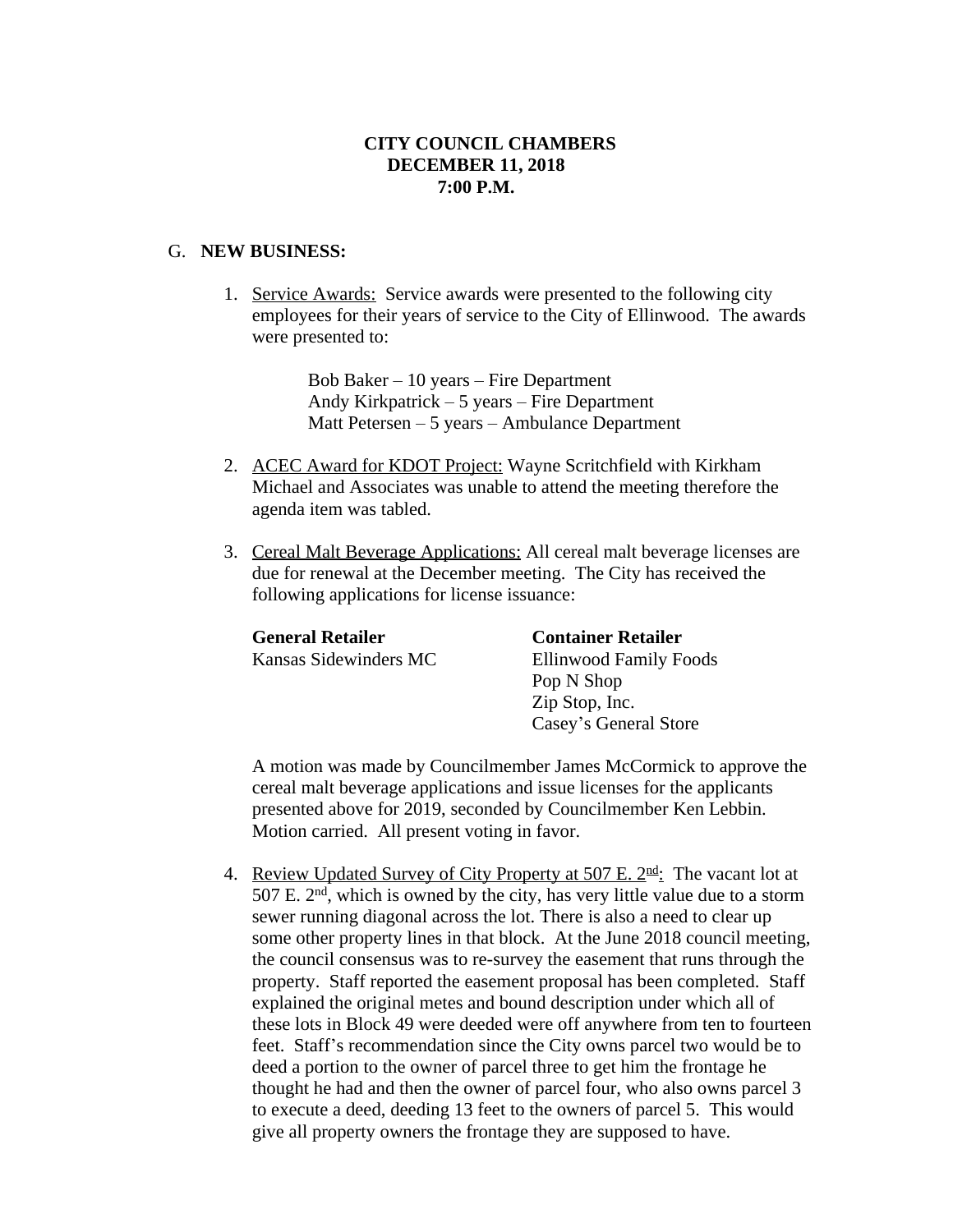**CITY COUNCIL CHAMBERS**
**DECEMBER 11, 2018**
**7:00 P.M.**

G. **NEW BUSINESS:**

1. Service Awards: Service awards were presented to the following city employees for their years of service to the City of Ellinwood. The awards were presented to:

   Bob Baker – 10 years – Fire Department
   Andy Kirkpatrick – 5 years – Fire Department
   Matt Petersen – 5 years – Ambulance Department

2. ACEC Award for KDOT Project: Wayne Scritchfield with Kirkham Michael and Associates was unable to attend the meeting therefore the agenda item was tabled.

3. Cereal Malt Beverage Applications: All cereal malt beverage licenses are due for renewal at the December meeting. The City has received the following applications for license issuance:

   | **General Retailer** | **Container Retailer** |
   |---|---|
   | Kansas Sidewinders MC | Ellinwood Family Foods |
   | | Pop N Shop |
   | | Zip Stop, Inc. |
   | | Casey's General Store |

   A motion was made by Councilmember James McCormick to approve the cereal malt beverage applications and issue licenses for the applicants presented above for 2019, seconded by Councilmember Ken Lebbin. Motion carried. All present voting in favor.

4. Review Updated Survey of City Property at 507 E. 2nd: The vacant lot at 507 E. 2nd, which is owned by the city, has very little value due to a storm sewer running diagonal across the lot. There is also a need to clear up some other property lines in that block. At the June 2018 council meeting, the council consensus was to re-survey the easement that runs through the property. Staff reported the easement proposal has been completed. Staff explained the original metes and bound description under which all of these lots in Block 49 were deeded were off anywhere from ten to fourteen feet. Staff's recommendation since the City owns parcel two would be to deed a portion to the owner of parcel three to get him the frontage he thought he had and then the owner of parcel four, who also owns parcel 3 to execute a deed, deeding 13 feet to the owners of parcel 5. This would give all property owners the frontage they are supposed to have.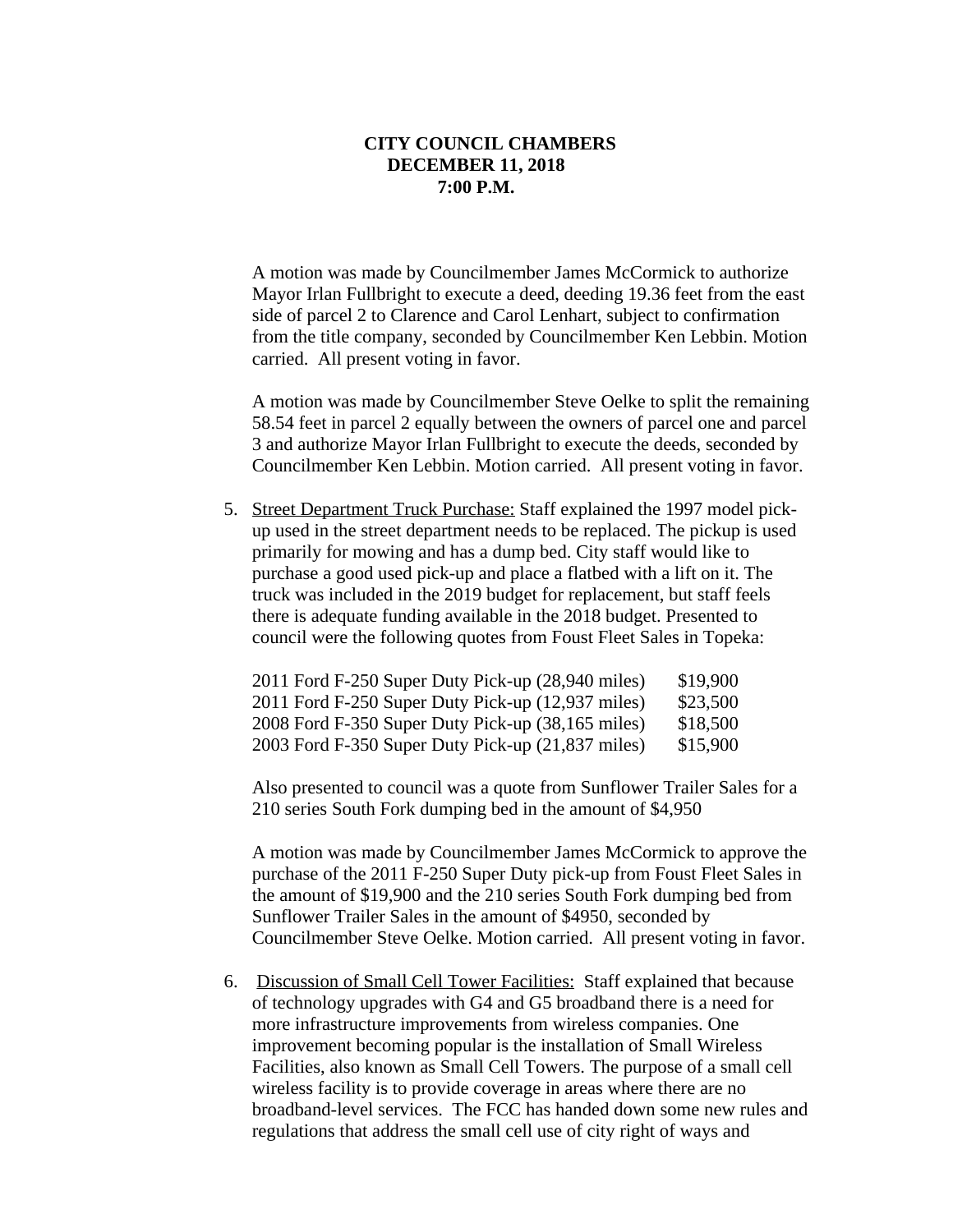**CITY COUNCIL CHAMBERS**
**DECEMBER 11, 2018**
**7:00 P.M.**

A motion was made by Councilmember James McCormick to authorize Mayor Irlan Fullbright to execute a deed, deeding 19.36 feet from the east side of parcel 2 to Clarence and Carol Lenhart, subject to confirmation from the title company, seconded by Councilmember Ken Lebbin. Motion carried. All present voting in favor.

A motion was made by Councilmember Steve Oelke to split the remaining 58.54 feet in parcel 2 equally between the owners of parcel one and parcel 3 and authorize Mayor Irlan Fullbright to execute the deeds, seconded by Councilmember Ken Lebbin. Motion carried. All present voting in favor.

5. Street Department Truck Purchase: Staff explained the 1997 model pick-up used in the street department needs to be replaced. The pickup is used primarily for mowing and has a dump bed. City staff would like to purchase a good used pick-up and place a flatbed with a lift on it. The truck was included in the 2019 budget for replacement, but staff feels there is adequate funding available in the 2018 budget. Presented to council were the following quotes from Foust Fleet Sales in Topeka:

| | |
|---|---|
| 2011 Ford F-250 Super Duty Pick-up (28,940 miles) | $19,900 |
| 2011 Ford F-250 Super Duty Pick-up (12,937 miles) | $23,500 |
| 2008 Ford F-350 Super Duty Pick-up (38,165 miles) | $18,500 |
| 2003 Ford F-350 Super Duty Pick-up (21,837 miles) | $15,900 |

Also presented to council was a quote from Sunflower Trailer Sales for a 210 series South Fork dumping bed in the amount of $4,950

A motion was made by Councilmember James McCormick to approve the purchase of the 2011 F-250 Super Duty pick-up from Foust Fleet Sales in the amount of $19,900 and the 210 series South Fork dumping bed from Sunflower Trailer Sales in the amount of $4950, seconded by Councilmember Steve Oelke. Motion carried. All present voting in favor.

6. Discussion of Small Cell Tower Facilities: Staff explained that because of technology upgrades with G4 and G5 broadband there is a need for more infrastructure improvements from wireless companies. One improvement becoming popular is the installation of Small Wireless Facilities, also known as Small Cell Towers. The purpose of a small cell wireless facility is to provide coverage in areas where there are no broadband-level services. The FCC has handed down some new rules and regulations that address the small cell use of city right of ways and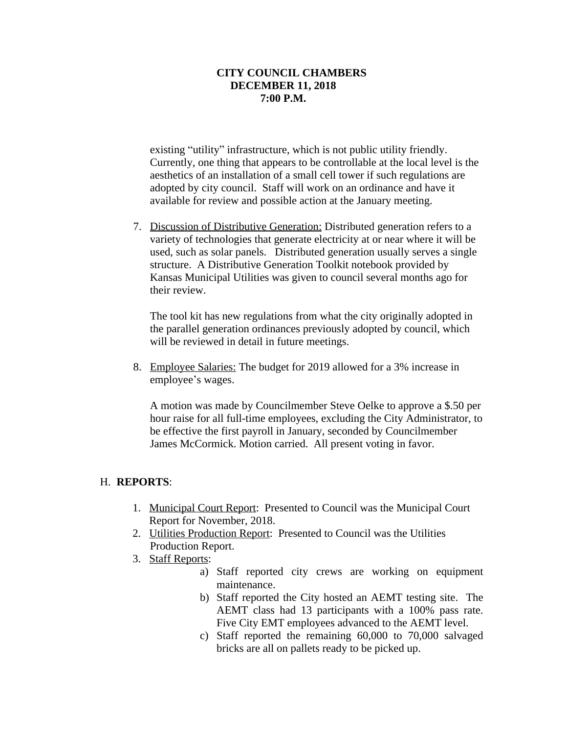existing “utility” infrastructure, which is not public utility friendly. Currently, one thing that appears to be controllable at the local level is the aesthetics of an installation of a small cell tower if such regulations are adopted by city council. Staff will work on an ordinance and have it available for review and possible action at the January meeting.

7. Discussion of Distributive Generation: Distributed generation refers to a variety of technologies that generate electricity at or near where it will be used, such as solar panels. Distributed generation usually serves a single structure. A Distributive Generation Toolkit notebook provided by Kansas Municipal Utilities was given to council several months ago for their review.

   The tool kit has new regulations from what the city originally adopted in the parallel generation ordinances previously adopted by council, which will be reviewed in detail in future meetings.

8. Employee Salaries: The budget for 2019 allowed for a 3% increase in employee’s wages.

   A motion was made by Councilmember Steve Oelke to approve a $.50 per hour raise for all full-time employees, excluding the City Administrator, to be effective the first payroll in January, seconded by Councilmember James McCormick. Motion carried. All present voting in favor.

H. **REPORTS**:

1. Municipal Court Report: Presented to Council was the Municipal Court Report for November, 2018.
2. Utilities Production Report: Presented to Council was the Utilities Production Report.
3. Staff Reports:
   a) Staff reported city crews are working on equipment maintenance.
   b) Staff reported the City hosted an AEMT testing site. The AEMT class had 13 participants with a 100% pass rate. Five City EMT employees advanced to the AEMT level.
   c) Staff reported the remaining 60,000 to 70,000 salvaged bricks are all on pallets ready to be picked up.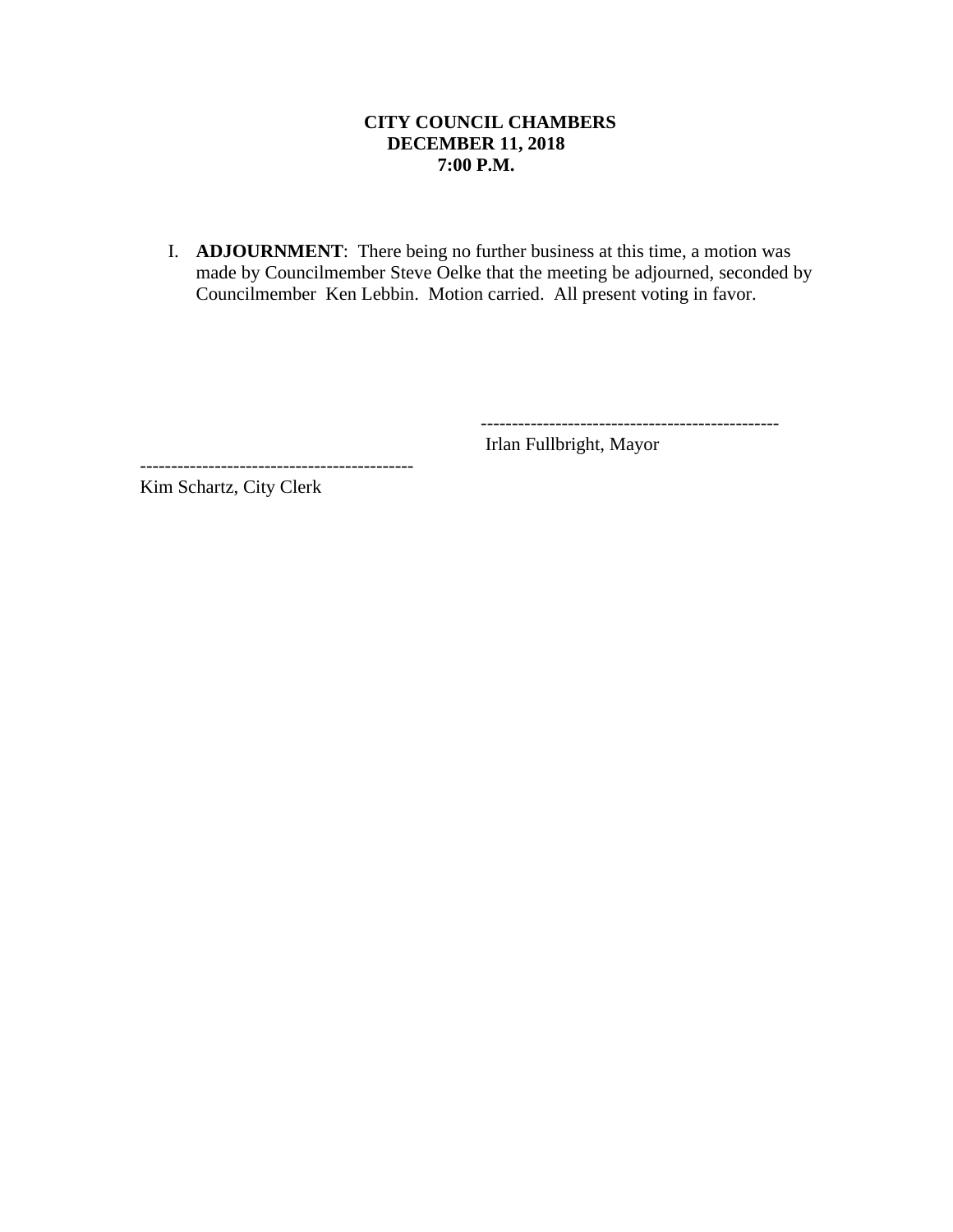**CITY COUNCIL CHAMBERS**
**DECEMBER 11, 2018**
**7:00 P.M.**

I. **ADJOURNMENT**: There being no further business at this time, a motion was made by Councilmember Steve Oelke that the meeting be adjourned, seconded by Councilmember Ken Lebbin. Motion carried. All present voting in favor.

------------------------------------------------
Irlan Fullbright, Mayor

--------------------------------------------
Kim Schartz, City Clerk